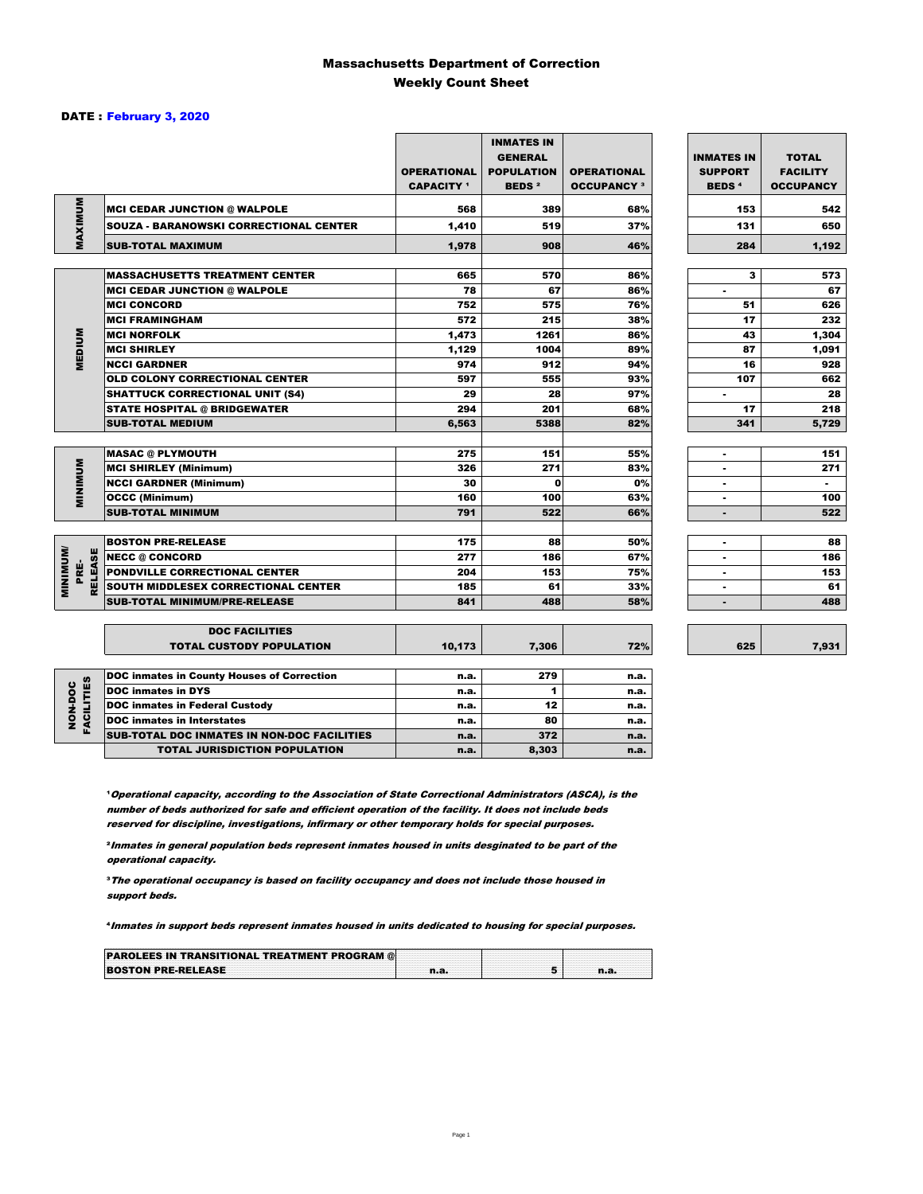# Massachusetts Department of Correction
## Weekly Count Sheet

**DATE : February 3, 2020**

| | | OPERATIONAL CAPACITY [1] | INMATES IN GENERAL POPULATION BEDS [2] | OPERATIONAL OCCUPANCY [3] | INMATES IN SUPPORT BEDS [4] | TOTAL FACILITY OCCUPANCY |
|---|---|---|---|---|---|---|
| MAXIMUM | MCI CEDAR JUNCTION @ WALPOLE | 568 | 389 | 68% | 153 | 542 |
| | SOUZA - BARANOWSKI CORRECTIONAL CENTER | 1,410 | 519 | 37% | 131 | 650 |
| | SUB-TOTAL MAXIMUM | 1,978 | 908 | 46% | 284 | 1,192 |
| MEDIUM | MASSACHUSETTS TREATMENT CENTER | 665 | 570 | 86% | 3 | 573 |
| | MCI CEDAR JUNCTION @ WALPOLE | 78 | 67 | 86% | - | 67 |
| | MCI CONCORD | 752 | 575 | 76% | 51 | 626 |
| | MCI FRAMINGHAM | 572 | 215 | 38% | 17 | 232 |
| | MCI NORFOLK | 1,473 | 1261 | 86% | 43 | 1,304 |
| | MCI SHIRLEY | 1,129 | 1004 | 89% | 87 | 1,091 |
| | NCCI GARDNER | 974 | 912 | 94% | 16 | 928 |
| | OLD COLONY CORRECTIONAL CENTER | 597 | 555 | 93% | 107 | 662 |
| | SHATTUCK CORRECTIONAL UNIT (S4) | 29 | 28 | 97% | - | 28 |
| | STATE HOSPITAL @ BRIDGEWATER | 294 | 201 | 68% | 17 | 218 |
| | SUB-TOTAL MEDIUM | 6,563 | 5388 | 82% | 341 | 5,729 |
| MINIMUM | MASAC @ PLYMOUTH | 275 | 151 | 55% | - | 151 |
| | MCI SHIRLEY (Minimum) | 326 | 271 | 83% | - | 271 |
| | NCCI GARDNER (Minimum) | 30 | 0 | 0% | - | - |
| | OCCC (Minimum) | 160 | 100 | 63% | - | 100 |
| | SUB-TOTAL MINIMUM | 791 | 522 | 66% | - | 522 |
| MINIMUM/ PRE-RELEASE | BOSTON PRE-RELEASE | 175 | 88 | 50% | - | 88 |
| | NECC @ CONCORD | 277 | 186 | 67% | - | 186 |
| | PONDVILLE CORRECTIONAL CENTER | 204 | 153 | 75% | - | 153 |
| | SOUTH MIDDLESEX CORRECTIONAL CENTER | 185 | 61 | 33% | - | 61 |
| | SUB-TOTAL MINIMUM/PRE-RELEASE | 841 | 488 | 58% | - | 488 |
| | DOC FACILITIES TOTAL CUSTODY POPULATION | 10,173 | 7,306 | 72% | 625 | 7,931 |

| | | | | |
|---|---|---|---|---|
| NON-DOC FACILITIES | DOC inmates in County Houses of Correction | n.a. | 279 | n.a. |
| | DOC inmates in DYS | n.a. | 1 | n.a. |
| | DOC inmates in Federal Custody | n.a. | 12 | n.a. |
| | DOC inmates in Interstates | n.a. | 80 | n.a. |
| | SUB-TOTAL DOC INMATES IN NON-DOC FACILITIES | n.a. | 372 | n.a. |
| | TOTAL JURISDICTION POPULATION | n.a. | 8,303 | n.a. |

[1] *Operational capacity, according to the Association of State Correctional Administrators (ASCA), is the number of beds authorized for safe and efficient operation of the facility. It does not include beds reserved for discipline, investigations, infirmary or other temporary holds for special purposes.*

[2] *Inmates in general population beds represent inmates housed in units desginated to be part of the operational capacity.*

[3] *The operational occupancy is based on facility occupancy and does not include those housed in support beds.*

[4] *Inmates in support beds represent inmates housed in units dedicated to housing for special purposes.*

| | | | |
|---|---|---|---|
| PAROLEES IN TRANSITIONAL TREATMENT PROGRAM @ BOSTON PRE-RELEASE | n.a. | 5 | n.a. |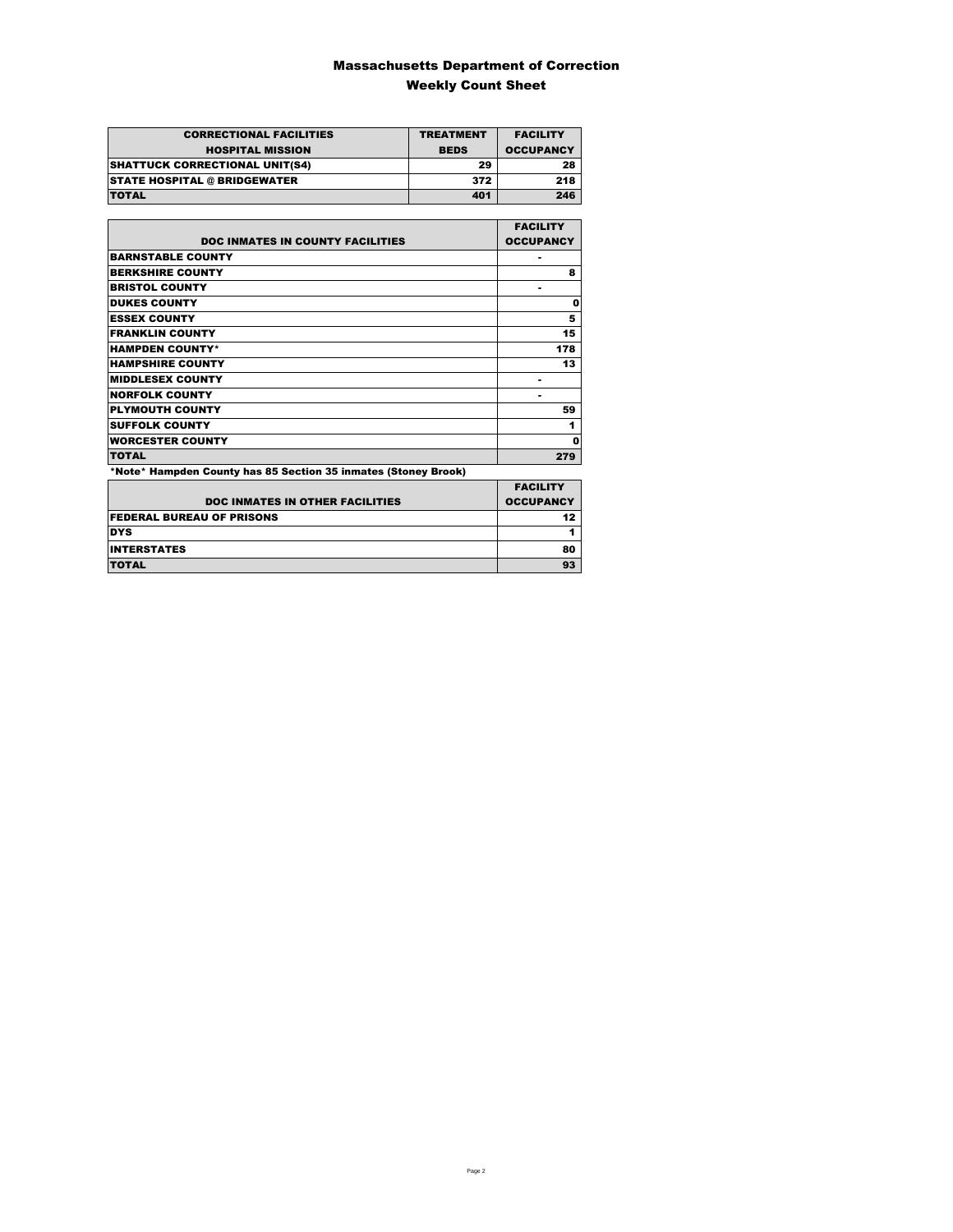# Massachusetts Department of Correction

## Weekly Count Sheet

| CORRECTIONAL FACILITIES HOSPITAL MISSION | TREATMENT BEDS | FACILITY OCCUPANCY |
|---|---|---|
| SHATTUCK CORRECTIONAL UNIT(S4) | 29 | 28 |
| STATE HOSPITAL @ BRIDGEWATER | 372 | 218 |
| TOTAL | 401 | 246 |

| DOC INMATES IN COUNTY FACILITIES | FACILITY OCCUPANCY |
|---|---|
| BARNSTABLE COUNTY | - |
| BERKSHIRE COUNTY | 8 |
| BRISTOL COUNTY | - |
| DUKES COUNTY | 0 |
| ESSEX COUNTY | 5 |
| FRANKLIN COUNTY | 15 |
| HAMPDEN COUNTY* | 178 |
| HAMPSHIRE COUNTY | 13 |
| MIDDLESEX COUNTY | - |
| NORFOLK COUNTY | - |
| PLYMOUTH COUNTY | 59 |
| SUFFOLK COUNTY | 1 |
| WORCESTER COUNTY | 0 |
| TOTAL | 279 |

*Note* Hampden County has 85 Section 35 inmates (Stoney Brook)

| DOC INMATES IN OTHER FACILITIES | FACILITY OCCUPANCY |
|---|---|
| FEDERAL BUREAU OF PRISONS | 12 |
| DYS | 1 |
| INTERSTATES | 80 |
| TOTAL | 93 |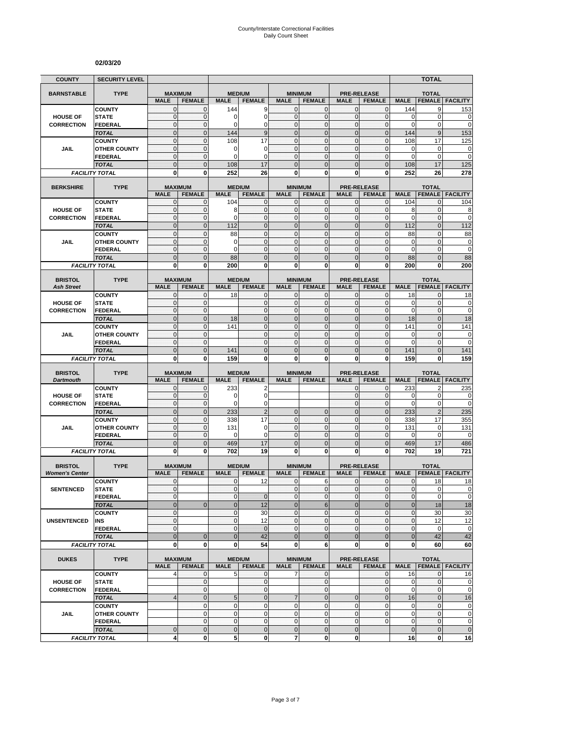County/Interstate Correctional Facilities
Daily Count Sheet

**02/03/20**

| COUNTY | SECURITY LEVEL | | | | | | | | | | TOTAL | |
|---|---|---|---|---|---|---|---|---|---|---|---|---|
| **BARNSTABLE** | **TYPE** | **MAXIMUM** | | **MEDIUM** | | **MINIMUM** | | **PRE-RELEASE** | | **TOTAL** | | |
| | | **MALE** | **FEMALE** | **MALE** | **FEMALE** | **MALE** | **FEMALE** | **MALE** | **FEMALE** | **MALE** | **FEMALE** | **FACILITY** |
| **HOUSE OF CORRECTION** | COUNTY | 0 | 0 | 144 | 9 | 0 | 0 | 0 | 0 | 144 | 9 | 153 |
| | STATE | 0 | 0 | 0 | 0 | 0 | 0 | 0 | 0 | 0 | 0 | 0 |
| | FEDERAL | 0 | 0 | 0 | 0 | 0 | 0 | 0 | 0 | 0 | 0 | 0 |
| | *TOTAL* | 0 | 0 | 144 | 9 | 0 | 0 | 0 | 0 | 144 | 9 | 153 |
| **JAIL** | COUNTY | 0 | 0 | 108 | 17 | 0 | 0 | 0 | 0 | 108 | 17 | 125 |
| | OTHER COUNTY | 0 | 0 | 0 | 0 | 0 | 0 | 0 | 0 | 0 | 0 | 0 |
| | FEDERAL | 0 | 0 | 0 | 0 | 0 | 0 | 0 | 0 | 0 | 0 | 0 |
| | *TOTAL* | 0 | 0 | 108 | 17 | 0 | 0 | 0 | 0 | 108 | 17 | 125 |
| *FACILITY TOTAL* | | **0** | **0** | **252** | **26** | **0** | **0** | **0** | **0** | **252** | **26** | **278** |
| **BERKSHIRE** | **TYPE** | **MAXIMUM** | | **MEDIUM** | | **MINIMUM** | | **PRE-RELEASE** | | **TOTAL** | | |
| | | **MALE** | **FEMALE** | **MALE** | **FEMALE** | **MALE** | **FEMALE** | **MALE** | **FEMALE** | **MALE** | **FEMALE** | **FACILITY** |
| **HOUSE OF CORRECTION** | COUNTY | 0 | 0 | 104 | 0 | 0 | 0 | 0 | 0 | 104 | 0 | 104 |
| | STATE | 0 | 0 | 8 | 0 | 0 | 0 | 0 | 0 | 8 | 0 | 8 |
| | FEDERAL | 0 | 0 | 0 | 0 | 0 | 0 | 0 | 0 | 0 | 0 | 0 |
| | *TOTAL* | 0 | 0 | 112 | 0 | 0 | 0 | 0 | 0 | 112 | 0 | 112 |
| **JAIL** | COUNTY | 0 | 0 | 88 | 0 | 0 | 0 | 0 | 0 | 88 | 0 | 88 |
| | OTHER COUNTY | 0 | 0 | 0 | 0 | 0 | 0 | 0 | 0 | 0 | 0 | 0 |
| | FEDERAL | 0 | 0 | 0 | 0 | 0 | 0 | 0 | 0 | 0 | 0 | 0 |
| | *TOTAL* | 0 | 0 | 88 | 0 | 0 | 0 | 0 | 0 | 88 | 0 | 88 |
| *FACILITY TOTAL* | | **0** | **0** | **200** | **0** | **0** | **0** | **0** | **0** | **200** | **0** | **200** |
| **BRISTOL** *Ash Street* | **TYPE** | **MAXIMUM** | | **MEDIUM** | | **MINIMUM** | | **PRE-RELEASE** | | **TOTAL** | | |
| | | **MALE** | **FEMALE** | **MALE** | **FEMALE** | **MALE** | **FEMALE** | **MALE** | **FEMALE** | **MALE** | **FEMALE** | **FACILITY** |
| **HOUSE OF CORRECTION** | COUNTY | 0 | 0 | 18 | 0 | 0 | 0 | 0 | 0 | 18 | 0 | 18 |
| | STATE | 0 | 0 | | 0 | 0 | 0 | 0 | 0 | 0 | 0 | 0 |
| | FEDERAL | 0 | 0 | | 0 | 0 | 0 | 0 | 0 | 0 | 0 | 0 |
| | *TOTAL* | 0 | 0 | 18 | 0 | 0 | 0 | 0 | 0 | 18 | 0 | 18 |
| **JAIL** | COUNTY | 0 | 0 | 141 | 0 | 0 | 0 | 0 | 0 | 141 | 0 | 141 |
| | OTHER COUNTY | 0 | 0 | | 0 | 0 | 0 | 0 | 0 | 0 | 0 | 0 |
| | FEDERAL | 0 | 0 | | 0 | 0 | 0 | 0 | 0 | 0 | 0 | 0 |
| | *TOTAL* | 0 | 0 | 141 | 0 | 0 | 0 | 0 | 0 | 141 | 0 | 141 |
| *FACILITY TOTAL* | | **0** | **0** | **159** | **0** | **0** | **0** | **0** | **0** | **159** | **0** | **159** |
| **BRISTOL** *Dartmouth* | **TYPE** | **MAXIMUM** | | **MEDIUM** | | **MINIMUM** | | **PRE-RELEASE** | | **TOTAL** | | |
| | | **MALE** | **FEMALE** | **MALE** | **FEMALE** | **MALE** | **FEMALE** | **MALE** | **FEMALE** | **MALE** | **FEMALE** | **FACILITY** |
| **HOUSE OF CORRECTION** | COUNTY | 0 | 0 | 233 | 2 | | | 0 | 0 | 233 | 2 | 235 |
| | STATE | 0 | 0 | 0 | 0 | | | 0 | 0 | 0 | 0 | 0 |
| | FEDERAL | 0 | 0 | 0 | 0 | | | 0 | 0 | 0 | 0 | 0 |
| | *TOTAL* | 0 | 0 | 233 | 2 | 0 | 0 | 0 | 0 | 233 | 2 | 235 |
| **JAIL** | COUNTY | 0 | 0 | 338 | 17 | 0 | 0 | 0 | 0 | 338 | 17 | 355 |
| | OTHER COUNTY | 0 | 0 | 131 | 0 | 0 | 0 | 0 | 0 | 131 | 0 | 131 |
| | FEDERAL | 0 | 0 | 0 | 0 | 0 | 0 | 0 | 0 | 0 | 0 | 0 |
| | *TOTAL* | 0 | 0 | 469 | 17 | 0 | 0 | 0 | 0 | 469 | 17 | 486 |
| *FACILITY TOTAL* | | **0** | **0** | **702** | **19** | **0** | **0** | **0** | **0** | **702** | **19** | **721** |
| **BRISTOL** *Women's Center* | **TYPE** | **MAXIMUM** | | **MEDIUM** | | **MINIMUM** | | **PRE-RELEASE** | | **TOTAL** | | |
| | | **MALE** | **FEMALE** | **MALE** | **FEMALE** | **MALE** | **FEMALE** | **MALE** | **FEMALE** | **MALE** | **FEMALE** | **FACILITY** |
| **SENTENCED** | COUNTY | 0 | | 0 | 12 | 0 | 6 | 0 | 0 | 0 | 18 | 18 |
| | STATE | 0 | | 0 | | 0 | 0 | 0 | 0 | 0 | 0 | 0 |
| | FEDERAL | 0 | | 0 | 0 | 0 | 0 | 0 | 0 | 0 | 0 | 0 |
| | *TOTAL* | 0 | 0 | 0 | 12 | 0 | 6 | 0 | 0 | 0 | 18 | 18 |
| **UNSENTENCED** | COUNTY | 0 | | 0 | 30 | 0 | 0 | 0 | 0 | 0 | 30 | 30 |
| | INS | 0 | | 0 | 12 | 0 | 0 | 0 | 0 | 0 | 12 | 12 |
| | FEDERAL | 0 | | 0 | 0 | 0 | 0 | 0 | 0 | 0 | 0 | 0 |
| | *TOTAL* | 0 | 0 | 0 | 42 | 0 | 0 | 0 | 0 | 0 | 42 | 42 |
| *FACILITY TOTAL* | | **0** | **0** | **0** | **54** | **0** | **6** | **0** | **0** | **0** | **60** | **60** |
| **DUKES** | **TYPE** | **MAXIMUM** | | **MEDIUM** | | **MINIMUM** | | **PRE-RELEASE** | | **TOTAL** | | |
| | | **MALE** | **FEMALE** | **MALE** | **FEMALE** | **MALE** | **FEMALE** | **MALE** | **FEMALE** | **MALE** | **FEMALE** | **FACILITY** |
| **HOUSE OF CORRECTION** | COUNTY | 4 | 0 | 5 | 0 | 7 | 0 | | 0 | 16 | 0 | 16 |
| | STATE | | 0 | | 0 | | 0 | | 0 | 0 | 0 | 0 |
| | FEDERAL | | 0 | | 0 | | 0 | | 0 | 0 | 0 | 0 |
| | *TOTAL* | 4 | 0 | 5 | 0 | 7 | 0 | 0 | 0 | 16 | 0 | 16 |
| **JAIL** | COUNTY | | 0 | 0 | 0 | 0 | 0 | 0 | 0 | 0 | 0 | 0 |
| | OTHER COUNTY | | 0 | 0 | 0 | 0 | 0 | 0 | 0 | 0 | 0 | 0 |
| | FEDERAL | | 0 | 0 | 0 | 0 | 0 | 0 | 0 | 0 | 0 | 0 |
| | *TOTAL* | 0 | 0 | 0 | 0 | 0 | 0 | 0 | | 0 | 0 | 0 |
| *FACILITY TOTAL* | | **4** | **0** | **5** | **0** | **7** | **0** | **0** | | **16** | **0** | **16** |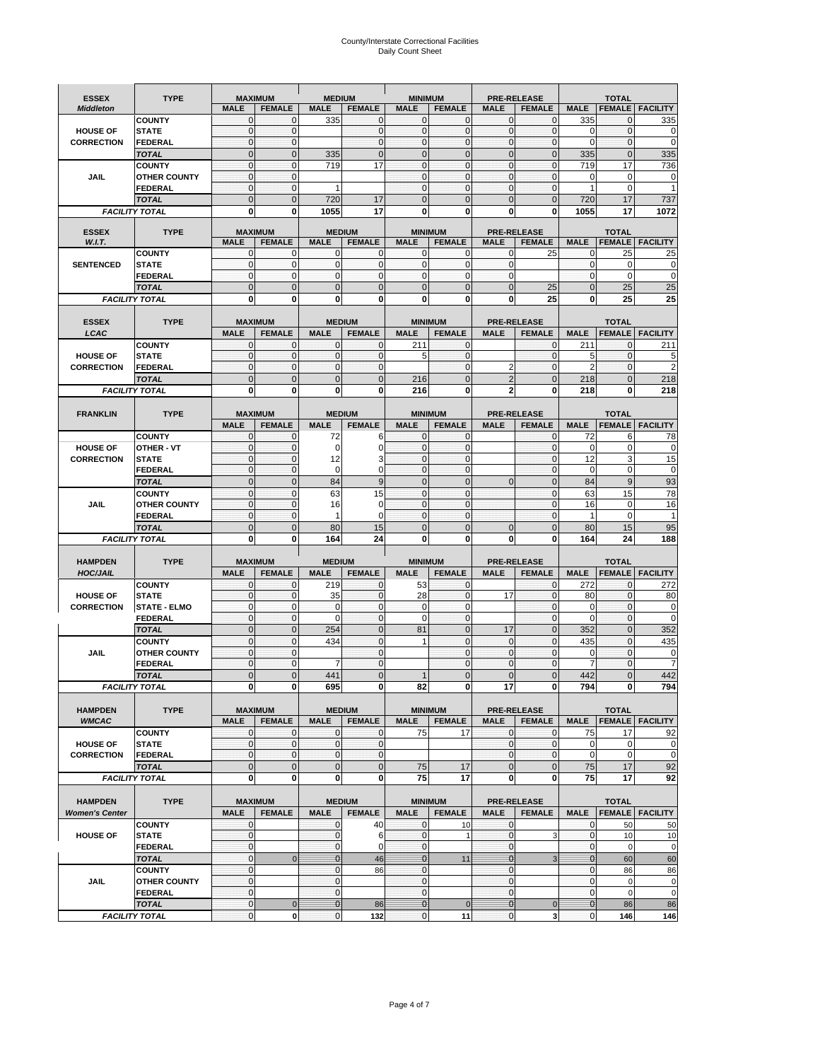# County/Interstate Correctional Facilities
Daily Count Sheet

| ESSEX *Middleton* | TYPE | MAXIMUM | | MEDIUM | | MINIMUM | | PRE-RELEASE | | TOTAL | | |
|---|---|---|---|---|---|---|---|---|---|---|---|---|
| | | MALE | FEMALE | MALE | FEMALE | MALE | FEMALE | MALE | FEMALE | MALE | FEMALE | FACILITY |
| | COUNTY | 0 | 0 | 335 | 0 | 0 | 0 | 0 | 0 | 335 | 0 | 335 |
| HOUSE OF | STATE | 0 | 0 | | 0 | 0 | 0 | 0 | 0 | 0 | 0 | 0 |
| CORRECTION | FEDERAL | 0 | 0 | | 0 | 0 | 0 | 0 | 0 | 0 | 0 | 0 |
| | TOTAL | 0 | 0 | 335 | 0 | 0 | 0 | 0 | 0 | 335 | 0 | 335 |
| | COUNTY | 0 | 0 | 719 | 17 | 0 | 0 | 0 | 0 | 719 | 17 | 736 |
| JAIL | OTHER COUNTY | 0 | 0 | | | 0 | 0 | 0 | 0 | 0 | 0 | 0 |
| | FEDERAL | 0 | 0 | 1 | | 0 | 0 | 0 | 0 | 1 | 0 | 1 |
| | TOTAL | 0 | 0 | 720 | 17 | 0 | 0 | 0 | 0 | 720 | 17 | 737 |
| FACILITY TOTAL | | 0 | 0 | 1055 | 17 | 0 | 0 | 0 | 0 | 1055 | 17 | 1072 |

| ESSEX *W.I.T.* | TYPE | MAXIMUM | | MEDIUM | | MINIMUM | | PRE-RELEASE | | TOTAL | | |
|---|---|---|---|---|---|---|---|---|---|---|---|---|
| | | MALE | FEMALE | MALE | FEMALE | MALE | FEMALE | MALE | FEMALE | MALE | FEMALE | FACILITY |
| | COUNTY | 0 | 0 | 0 | 0 | 0 | 0 | 0 | 25 | 0 | 25 | 25 |
| SENTENCED | STATE | 0 | 0 | 0 | 0 | 0 | 0 | 0 | | 0 | 0 | 0 |
| | FEDERAL | 0 | 0 | 0 | 0 | 0 | 0 | 0 | | 0 | 0 | 0 |
| | TOTAL | 0 | 0 | 0 | 0 | 0 | 0 | 0 | 25 | 0 | 25 | 25 |
| FACILITY TOTAL | | 0 | 0 | 0 | 0 | 0 | 0 | 0 | 25 | 0 | 25 | 25 |

| ESSEX *LCAC* | TYPE | MAXIMUM | | MEDIUM | | MINIMUM | | PRE-RELEASE | | TOTAL | | |
|---|---|---|---|---|---|---|---|---|---|---|---|---|
| | | MALE | FEMALE | MALE | FEMALE | MALE | FEMALE | MALE | FEMALE | MALE | FEMALE | FACILITY |
| | COUNTY | 0 | 0 | 0 | 0 | 211 | 0 | | 0 | 211 | 0 | 211 |
| HOUSE OF | STATE | 0 | 0 | 0 | 0 | 5 | 0 | | 0 | 5 | 0 | 5 |
| CORRECTION | FEDERAL | 0 | 0 | 0 | 0 | | 0 | 2 | 0 | 2 | 0 | 2 |
| | TOTAL | 0 | 0 | 0 | 0 | 216 | 0 | 2 | 0 | 218 | 0 | 218 |
| FACILITY TOTAL | | 0 | 0 | 0 | 0 | 216 | 0 | 2 | 0 | 218 | 0 | 218 |

| FRANKLIN | TYPE | MAXIMUM | | MEDIUM | | MINIMUM | | PRE-RELEASE | | TOTAL | | |
|---|---|---|---|---|---|---|---|---|---|---|---|---|
| | | MALE | FEMALE | MALE | FEMALE | MALE | FEMALE | MALE | FEMALE | MALE | FEMALE | FACILITY |
| | COUNTY | 0 | 0 | 72 | 6 | 0 | 0 | | 0 | 72 | 6 | 78 |
| HOUSE OF | OTHER - VT | 0 | 0 | 0 | 0 | 0 | 0 | | 0 | 0 | 0 | 0 |
| CORRECTION | STATE | 0 | 0 | 12 | 3 | 0 | 0 | | 0 | 12 | 3 | 15 |
| | FEDERAL | 0 | 0 | 0 | 0 | 0 | 0 | | 0 | 0 | 0 | 0 |
| | TOTAL | 0 | 0 | 84 | 9 | 0 | 0 | 0 | 0 | 84 | 9 | 93 |
| | COUNTY | 0 | 0 | 63 | 15 | 0 | 0 | | 0 | 63 | 15 | 78 |
| JAIL | OTHER COUNTY | 0 | 0 | 16 | 0 | 0 | 0 | | 0 | 16 | 0 | 16 |
| | FEDERAL | 0 | 0 | 1 | 0 | 0 | 0 | | 0 | 1 | 0 | 1 |
| | TOTAL | 0 | 0 | 80 | 15 | 0 | 0 | 0 | 0 | 80 | 15 | 95 |
| FACILITY TOTAL | | 0 | 0 | 164 | 24 | 0 | 0 | 0 | 0 | 164 | 24 | 188 |

| HAMPDEN *HOC/JAIL* | TYPE | MAXIMUM | | MEDIUM | | MINIMUM | | PRE-RELEASE | | TOTAL | | |
|---|---|---|---|---|---|---|---|---|---|---|---|---|
| | | MALE | FEMALE | MALE | FEMALE | MALE | FEMALE | MALE | FEMALE | MALE | FEMALE | FACILITY |
| | COUNTY | 0 | 0 | 219 | 0 | 53 | 0 | | 0 | 272 | 0 | 272 |
| HOUSE OF | STATE | 0 | 0 | 35 | 0 | 28 | 0 | 17 | 0 | 80 | 0 | 80 |
| CORRECTION | STATE - ELMO | 0 | 0 | 0 | 0 | 0 | 0 | | 0 | 0 | 0 | 0 |
| | FEDERAL | 0 | 0 | 0 | 0 | 0 | 0 | | 0 | 0 | 0 | 0 |
| | TOTAL | 0 | 0 | 254 | 0 | 81 | 0 | 17 | 0 | 352 | 0 | 352 |
| | COUNTY | 0 | 0 | 434 | 0 | 1 | 0 | 0 | 0 | 435 | 0 | 435 |
| JAIL | OTHER COUNTY | 0 | 0 | | 0 | | 0 | 0 | 0 | 0 | 0 | 0 |
| | FEDERAL | 0 | 0 | 7 | 0 | | 0 | 0 | 0 | 7 | 0 | 7 |
| | TOTAL | 0 | 0 | 441 | 0 | 1 | 0 | 0 | 0 | 442 | 0 | 442 |
| FACILITY TOTAL | | 0 | 0 | 695 | 0 | 82 | 0 | 17 | 0 | 794 | 0 | 794 |

| HAMPDEN *WMCAC* | TYPE | MAXIMUM | | MEDIUM | | MINIMUM | | PRE-RELEASE | | TOTAL | | |
|---|---|---|---|---|---|---|---|---|---|---|---|---|
| | | MALE | FEMALE | MALE | FEMALE | MALE | FEMALE | MALE | FEMALE | MALE | FEMALE | FACILITY |
| | COUNTY | 0 | 0 | 0 | 0 | 75 | 17 | 0 | 0 | 75 | 17 | 92 |
| HOUSE OF | STATE | 0 | 0 | 0 | 0 | | | 0 | 0 | 0 | 0 | 0 |
| CORRECTION | FEDERAL | 0 | 0 | 0 | 0 | | | 0 | 0 | 0 | 0 | 0 |
| | TOTAL | 0 | 0 | 0 | 0 | 75 | 17 | 0 | 0 | 75 | 17 | 92 |
| FACILITY TOTAL | | 0 | 0 | 0 | 0 | 75 | 17 | 0 | 0 | 75 | 17 | 92 |

| HAMPDEN *Women's Center* | TYPE | MAXIMUM | | MEDIUM | | MINIMUM | | PRE-RELEASE | | TOTAL | | |
|---|---|---|---|---|---|---|---|---|---|---|---|---|
| | | MALE | FEMALE | MALE | FEMALE | MALE | FEMALE | MALE | FEMALE | MALE | FEMALE | FACILITY |
| | COUNTY | 0 | | 0 | 40 | 0 | 10 | 0 | | 0 | 50 | 50 |
| HOUSE OF | STATE | 0 | | 0 | 6 | 0 | 1 | 0 | 3 | 0 | 10 | 10 |
| | FEDERAL | 0 | | 0 | 0 | 0 | | 0 | | 0 | 0 | 0 |
| | TOTAL | 0 | 0 | 0 | 46 | 0 | 11 | 0 | 3 | 0 | 60 | 60 |
| | COUNTY | 0 | | 0 | 86 | 0 | | 0 | | 0 | 86 | 86 |
| JAIL | OTHER COUNTY | 0 | | 0 | | 0 | | 0 | | 0 | 0 | 0 |
| | FEDERAL | 0 | | 0 | | 0 | | 0 | | 0 | 0 | 0 |
| | TOTAL | 0 | 0 | 0 | 86 | 0 | 0 | 0 | 0 | 0 | 86 | 86 |
| FACILITY TOTAL | | 0 | 0 | 0 | 132 | 0 | 11 | 0 | 3 | 0 | 146 | 146 |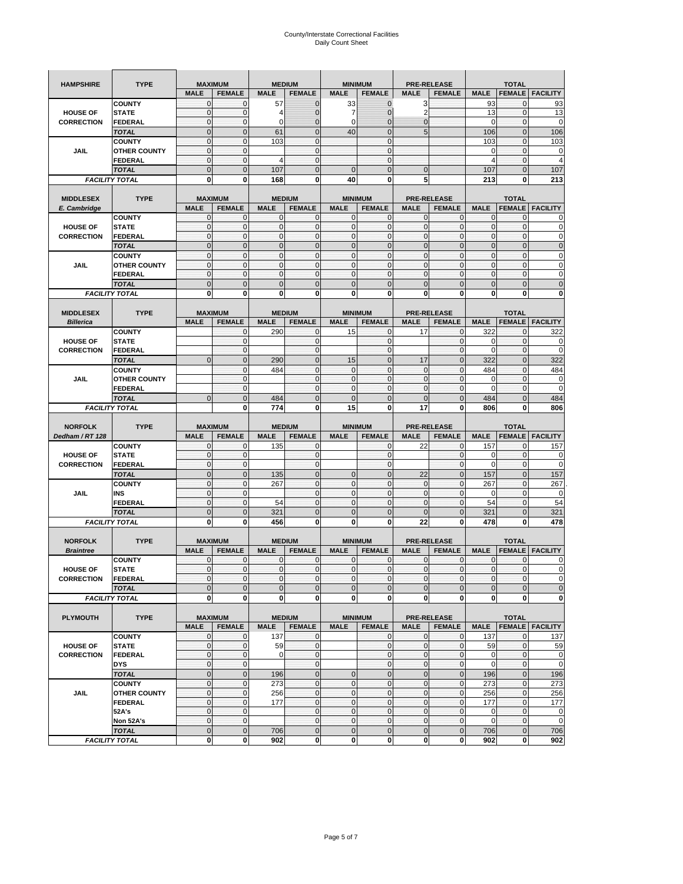# County/Interstate Correctional Facilities
# Daily Count Sheet

| HAMPSHIRE | TYPE | MAXIMUM | | MEDIUM | | MINIMUM | | PRE-RELEASE | | TOTAL | | |
|---|---|---|---|---|---|---|---|---|---|---|---|---|
| | | MALE | FEMALE | MALE | FEMALE | MALE | FEMALE | MALE | FEMALE | MALE | FEMALE | FACILITY |
| HOUSE OF CORRECTION | COUNTY | 0 | 0 | 57 | 0 | 33 | 0 | 3 | | 93 | 0 | 93 |
| | STATE | 0 | 0 | 4 | 0 | 7 | 0 | 2 | | 13 | 0 | 13 |
| | FEDERAL | 0 | 0 | 0 | 0 | 0 | 0 | 0 | | 0 | 0 | 0 |
| | TOTAL | 0 | 0 | 61 | 0 | 40 | 0 | 5 | | 106 | 0 | 106 |
| JAIL | COUNTY | 0 | 0 | 103 | 0 | | 0 | | | 103 | 0 | 103 |
| | OTHER COUNTY | 0 | 0 | | 0 | | 0 | | | 0 | 0 | 0 |
| | FEDERAL | 0 | 0 | 4 | 0 | | 0 | | | 4 | 0 | 4 |
| | TOTAL | 0 | 0 | 107 | 0 | 0 | 0 | 0 | | 107 | 0 | 107 |
| FACILITY TOTAL | | 0 | 0 | 168 | 0 | 40 | 0 | 5 | | 213 | 0 | 213 |

| MIDDLESEX E. Cambridge | TYPE | MAXIMUM | | MEDIUM | | MINIMUM | | PRE-RELEASE | | TOTAL | | |
|---|---|---|---|---|---|---|---|---|---|---|---|---|
| | | MALE | FEMALE | MALE | FEMALE | MALE | FEMALE | MALE | FEMALE | MALE | FEMALE | FACILITY |
| HOUSE OF CORRECTION | COUNTY | 0 | 0 | 0 | 0 | 0 | 0 | 0 | 0 | 0 | 0 | 0 |
| | STATE | 0 | 0 | 0 | 0 | 0 | 0 | 0 | 0 | 0 | 0 | 0 |
| | FEDERAL | 0 | 0 | 0 | 0 | 0 | 0 | 0 | 0 | 0 | 0 | 0 |
| | TOTAL | 0 | 0 | 0 | 0 | 0 | 0 | 0 | 0 | 0 | 0 | 0 |
| JAIL | COUNTY | 0 | 0 | 0 | 0 | 0 | 0 | 0 | 0 | 0 | 0 | 0 |
| | OTHER COUNTY | 0 | 0 | 0 | 0 | 0 | 0 | 0 | 0 | 0 | 0 | 0 |
| | FEDERAL | 0 | 0 | 0 | 0 | 0 | 0 | 0 | 0 | 0 | 0 | 0 |
| | TOTAL | 0 | 0 | 0 | 0 | 0 | 0 | 0 | 0 | 0 | 0 | 0 |
| FACILITY TOTAL | | 0 | 0 | 0 | 0 | 0 | 0 | 0 | 0 | 0 | 0 | 0 |

| MIDDLESEX Billerica | TYPE | MAXIMUM | | MEDIUM | | MINIMUM | | PRE-RELEASE | | TOTAL | | |
|---|---|---|---|---|---|---|---|---|---|---|---|---|
| | | MALE | FEMALE | MALE | FEMALE | MALE | FEMALE | MALE | FEMALE | MALE | FEMALE | FACILITY |
| HOUSE OF CORRECTION | COUNTY | | 0 | 290 | 0 | 15 | 0 | 17 | 0 | 322 | 0 | 322 |
| | STATE | | 0 | | 0 | | 0 | | 0 | 0 | 0 | 0 |
| | FEDERAL | | 0 | | 0 | | 0 | | 0 | 0 | 0 | 0 |
| | TOTAL | 0 | 0 | 290 | 0 | 15 | 0 | 17 | 0 | 322 | 0 | 322 |
| JAIL | COUNTY | | 0 | 484 | 0 | 0 | 0 | 0 | 0 | 484 | 0 | 484 |
| | OTHER COUNTY | | 0 | | 0 | 0 | 0 | 0 | 0 | 0 | 0 | 0 |
| | FEDERAL | | 0 | | 0 | 0 | 0 | 0 | 0 | 0 | 0 | 0 |
| | TOTAL | 0 | 0 | 484 | 0 | 0 | 0 | 0 | 0 | 484 | 0 | 484 |
| FACILITY TOTAL | | | 0 | 774 | 0 | 15 | 0 | 17 | 0 | 806 | 0 | 806 |

| NORFOLK Dedham / RT 128 | TYPE | MAXIMUM | | MEDIUM | | MINIMUM | | PRE-RELEASE | | TOTAL | | |
|---|---|---|---|---|---|---|---|---|---|---|---|---|
| | | MALE | FEMALE | MALE | FEMALE | MALE | FEMALE | MALE | FEMALE | MALE | FEMALE | FACILITY |
| HOUSE OF CORRECTION | COUNTY | 0 | 0 | 135 | 0 | | 0 | 22 | 0 | 157 | 0 | 157 |
| | STATE | 0 | 0 | | 0 | | 0 | | 0 | 0 | 0 | 0 |
| | FEDERAL | 0 | 0 | | 0 | | 0 | | 0 | 0 | 0 | 0 |
| | TOTAL | 0 | 0 | 135 | 0 | 0 | 0 | 22 | 0 | 157 | 0 | 157 |
| JAIL | COUNTY | 0 | 0 | 267 | 0 | 0 | 0 | 0 | 0 | 267 | 0 | 267 |
| | INS | 0 | 0 | | 0 | 0 | 0 | 0 | 0 | 0 | 0 | 0 |
| | FEDERAL | 0 | 0 | 54 | 0 | 0 | 0 | 0 | 0 | 54 | 0 | 54 |
| | TOTAL | 0 | 0 | 321 | 0 | 0 | 0 | 0 | 0 | 321 | 0 | 321 |
| FACILITY TOTAL | | 0 | 0 | 456 | 0 | 0 | 0 | 22 | 0 | 478 | 0 | 478 |

| NORFOLK Braintree | TYPE | MAXIMUM | | MEDIUM | | MINIMUM | | PRE-RELEASE | | TOTAL | | |
|---|---|---|---|---|---|---|---|---|---|---|---|---|
| | | MALE | FEMALE | MALE | FEMALE | MALE | FEMALE | MALE | FEMALE | MALE | FEMALE | FACILITY |
| HOUSE OF CORRECTION | COUNTY | 0 | 0 | 0 | 0 | 0 | 0 | 0 | 0 | 0 | 0 | 0 |
| | STATE | 0 | 0 | 0 | 0 | 0 | 0 | 0 | 0 | 0 | 0 | 0 |
| | FEDERAL | 0 | 0 | 0 | 0 | 0 | 0 | 0 | 0 | 0 | 0 | 0 |
| | TOTAL | 0 | 0 | 0 | 0 | 0 | 0 | 0 | 0 | 0 | 0 | 0 |
| FACILITY TOTAL | | 0 | 0 | 0 | 0 | 0 | 0 | 0 | 0 | 0 | 0 | 0 |

| PLYMOUTH | TYPE | MAXIMUM | | MEDIUM | | MINIMUM | | PRE-RELEASE | | TOTAL | | |
|---|---|---|---|---|---|---|---|---|---|---|---|---|
| | | MALE | FEMALE | MALE | FEMALE | MALE | FEMALE | MALE | FEMALE | MALE | FEMALE | FACILITY |
| HOUSE OF CORRECTION | COUNTY | 0 | 0 | 137 | 0 | | 0 | 0 | 0 | 137 | 0 | 137 |
| | STATE | 0 | 0 | 59 | 0 | | 0 | 0 | 0 | 59 | 0 | 59 |
| | FEDERAL | 0 | 0 | 0 | 0 | | 0 | 0 | 0 | 0 | 0 | 0 |
| | DYS | 0 | 0 | | 0 | | 0 | 0 | 0 | 0 | 0 | 0 |
| | TOTAL | 0 | 0 | 196 | 0 | 0 | 0 | 0 | 0 | 196 | 0 | 196 |
| JAIL | COUNTY | 0 | 0 | 273 | 0 | 0 | 0 | 0 | 0 | 273 | 0 | 273 |
| | OTHER COUNTY | 0 | 0 | 256 | 0 | 0 | 0 | 0 | 0 | 256 | 0 | 256 |
| | FEDERAL | 0 | 0 | 177 | 0 | 0 | 0 | 0 | 0 | 177 | 0 | 177 |
| | 52A's | 0 | 0 | | 0 | 0 | 0 | 0 | 0 | 0 | 0 | 0 |
| | Non 52A's | 0 | 0 | | 0 | 0 | 0 | 0 | 0 | 0 | 0 | 0 |
| | TOTAL | 0 | 0 | 706 | 0 | 0 | 0 | 0 | 0 | 706 | 0 | 706 |
| FACILITY TOTAL | | 0 | 0 | 902 | 0 | 0 | 0 | 0 | 0 | 902 | 0 | 902 |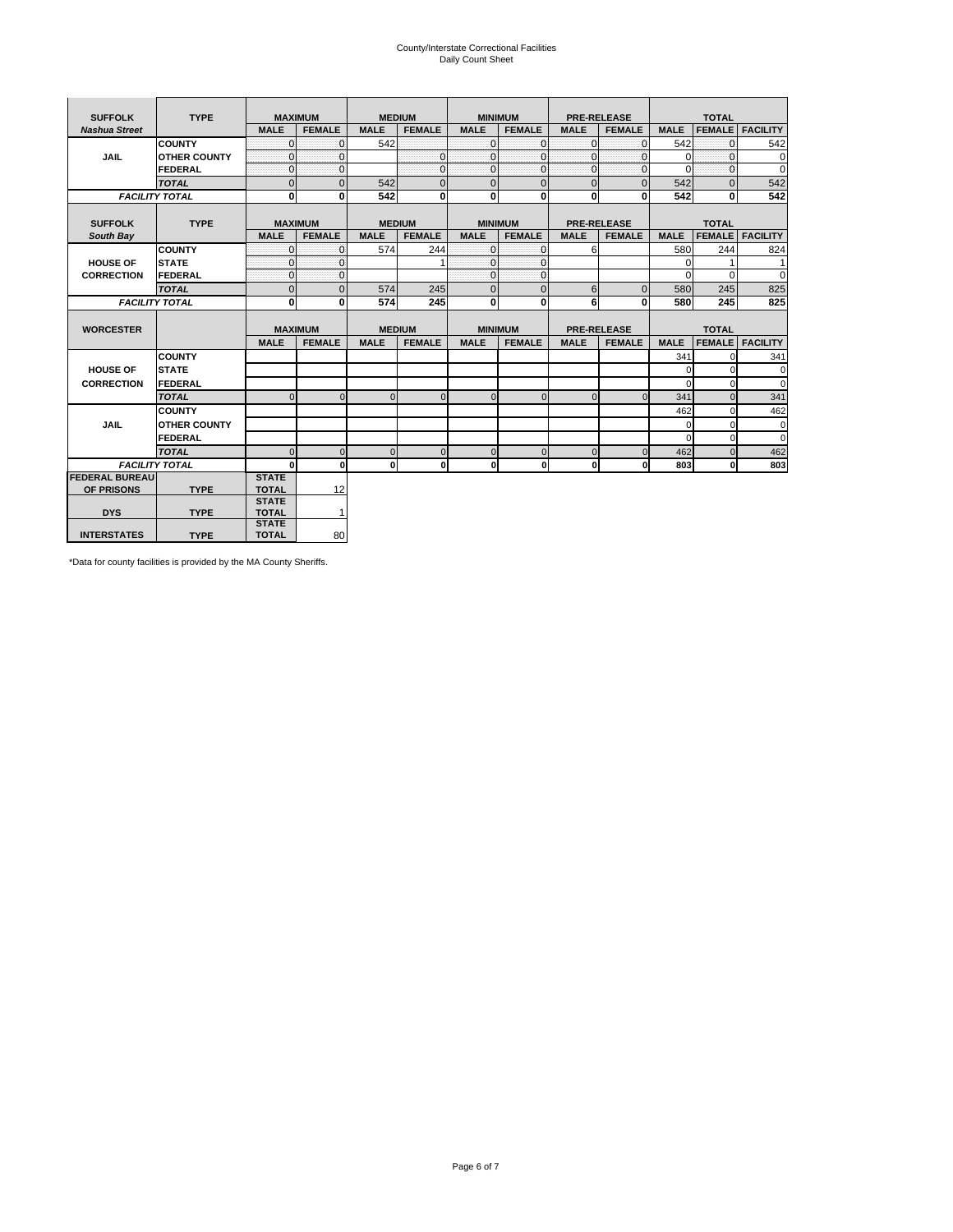County/Interstate Correctional Facilities
Daily Count Sheet

| SUFFOLK | TYPE | MAXIMUM | | MEDIUM | | MINIMUM | | PRE-RELEASE | | TOTAL | | |
|---|---|---|---|---|---|---|---|---|---|---|---|---|
| *Nashua Street* | | MALE | FEMALE | MALE | FEMALE | MALE | FEMALE | MALE | FEMALE | MALE | FEMALE | FACILITY |
| JAIL | COUNTY | 0 | 0 | 542 | | 0 | 0 | 0 | 0 | 542 | 0 | 542 |
| | OTHER COUNTY | 0 | 0 | | 0 | 0 | 0 | 0 | 0 | 0 | 0 | 0 |
| | FEDERAL | 0 | 0 | | 0 | 0 | 0 | 0 | 0 | 0 | 0 | 0 |
| | *TOTAL* | 0 | 0 | 542 | 0 | 0 | 0 | 0 | 0 | 542 | 0 | 542 |
| *FACILITY TOTAL* | | **0** | **0** | **542** | **0** | **0** | **0** | **0** | **0** | **542** | **0** | **542** |

| SUFFOLK | TYPE | MAXIMUM | | MEDIUM | | MINIMUM | | PRE-RELEASE | | TOTAL | | |
|---|---|---|---|---|---|---|---|---|---|---|---|---|
| *South Bay* | | MALE | FEMALE | MALE | FEMALE | MALE | FEMALE | MALE | FEMALE | MALE | FEMALE | FACILITY |
| HOUSE OF CORRECTION | COUNTY | 0 | 0 | 574 | 244 | 0 | 0 | 6 | | 580 | 244 | 824 |
| | STATE | 0 | 0 | | 1 | 0 | 0 | | | 0 | 1 | 1 |
| | FEDERAL | 0 | 0 | | | 0 | 0 | | | 0 | 0 | 0 |
| | *TOTAL* | 0 | 0 | 574 | 245 | 0 | 0 | 6 | 0 | 580 | 245 | 825 |
| *FACILITY TOTAL* | | **0** | **0** | **574** | **245** | **0** | **0** | **6** | **0** | **580** | **245** | **825** |

| WORCESTER | | MAXIMUM | | MEDIUM | | MINIMUM | | PRE-RELEASE | | TOTAL | | |
|---|---|---|---|---|---|---|---|---|---|---|---|---|
| | | MALE | FEMALE | MALE | FEMALE | MALE | FEMALE | MALE | FEMALE | MALE | FEMALE | FACILITY |
| HOUSE OF CORRECTION | COUNTY | | | | | | | | | 341 | 0 | 341 |
| | STATE | | | | | | | | | 0 | 0 | 0 |
| | FEDERAL | | | | | | | | | 0 | 0 | 0 |
| | *TOTAL* | 0 | 0 | 0 | 0 | 0 | 0 | 0 | 0 | 341 | 0 | 341 |
| JAIL | COUNTY | | | | | | | | | 462 | 0 | 462 |
| | OTHER COUNTY | | | | | | | | | 0 | 0 | 0 |
| | FEDERAL | | | | | | | | | 0 | 0 | 0 |
| | *TOTAL* | 0 | 0 | 0 | 0 | 0 | 0 | 0 | 0 | 462 | 0 | 462 |
| *FACILITY TOTAL* | | **0** | **0** | **0** | **0** | **0** | **0** | **0** | **0** | **803** | **0** | **803** |

| | | | |
|---|---|---|---|
| FEDERAL BUREAU OF PRISONS | TYPE | STATE TOTAL | 12 |
| DYS | TYPE | STATE TOTAL | 1 |
| INTERSTATES | TYPE | STATE TOTAL | 80 |

*Data for county facilities is provided by the MA County Sheriffs.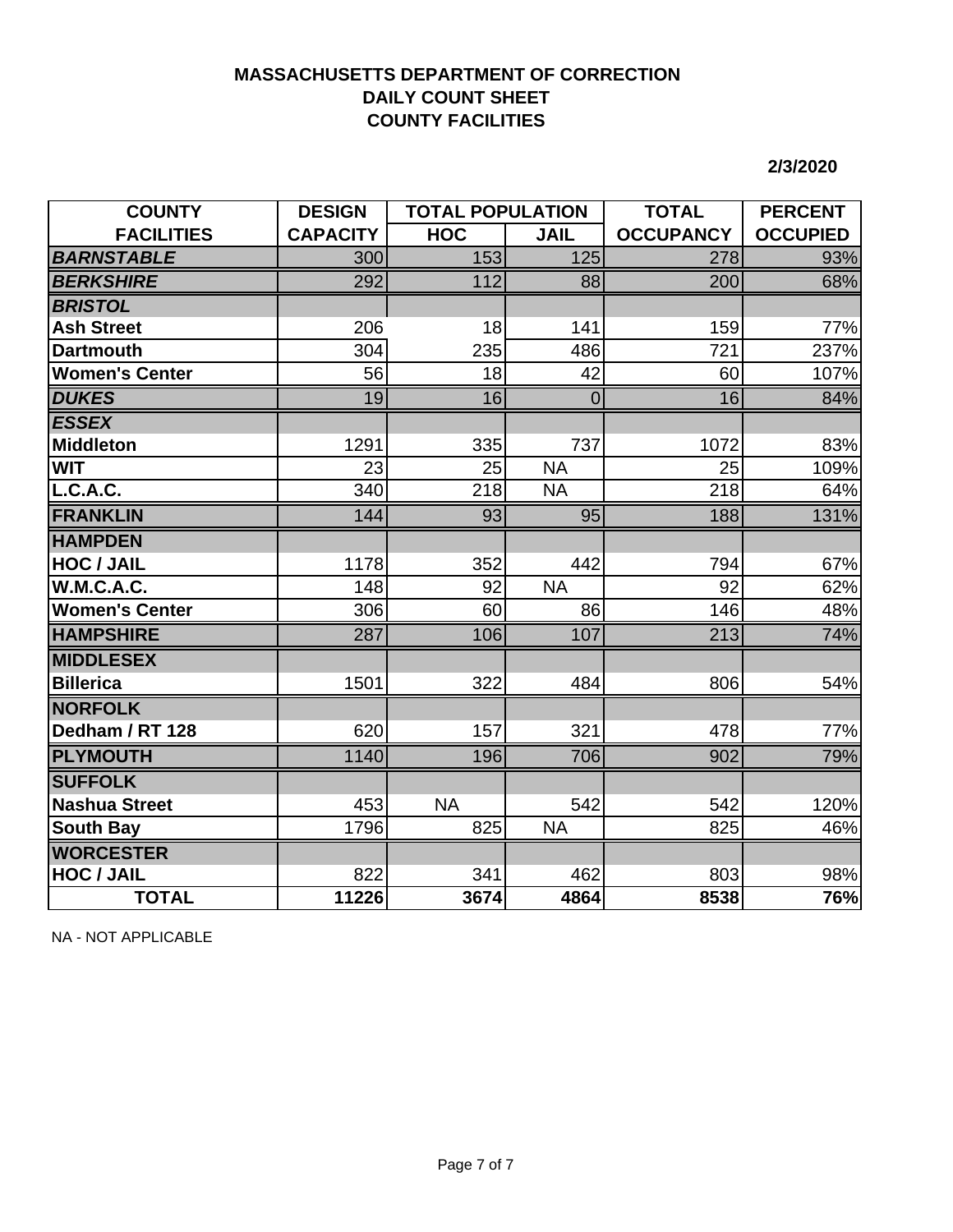# MASSACHUSETTS DEPARTMENT OF CORRECTION
## DAILY COUNT SHEET
## COUNTY FACILITIES

**2/3/2020**

| COUNTY FACILITIES | DESIGN CAPACITY | TOTAL POPULATION | | TOTAL OCCUPANCY | PERCENT OCCUPIED |
|---|---|---|---|---|---|
| | | HOC | JAIL | | |
| ***BARNSTABLE*** | 300 | 153 | 125 | 278 | 93% |
| ***BERKSHIRE*** | 292 | 112 | 88 | 200 | 68% |
| ***BRISTOL*** | | | | | |
| **Ash Street** | 206 | 18 | 141 | 159 | 77% |
| **Dartmouth** | 304 | 235 | 486 | 721 | 237% |
| **Women's Center** | 56 | 18 | 42 | 60 | 107% |
| ***DUKES*** | 19 | 16 | 0 | 16 | 84% |
| ***ESSEX*** | | | | | |
| **Middleton** | 1291 | 335 | 737 | 1072 | 83% |
| **WIT** | 23 | 25 | NA | 25 | 109% |
| **L.C.A.C.** | 340 | 218 | NA | 218 | 64% |
| **FRANKLIN** | 144 | 93 | 95 | 188 | 131% |
| **HAMPDEN** | | | | | |
| **HOC / JAIL** | 1178 | 352 | 442 | 794 | 67% |
| **W.M.C.A.C.** | 148 | 92 | NA | 92 | 62% |
| **Women's Center** | 306 | 60 | 86 | 146 | 48% |
| **HAMPSHIRE** | 287 | 106 | 107 | 213 | 74% |
| **MIDDLESEX** | | | | | |
| **Billerica** | 1501 | 322 | 484 | 806 | 54% |
| **NORFOLK** | | | | | |
| **Dedham / RT 128** | 620 | 157 | 321 | 478 | 77% |
| **PLYMOUTH** | 1140 | 196 | 706 | 902 | 79% |
| **SUFFOLK** | | | | | |
| **Nashua Street** | 453 | NA | 542 | 542 | 120% |
| **South Bay** | 1796 | 825 | NA | 825 | 46% |
| **WORCESTER** | | | | | |
| **HOC / JAIL** | 822 | 341 | 462 | 803 | 98% |
| **TOTAL** | **11226** | **3674** | **4864** | **8538** | **76%** |

NA - NOT APPLICABLE